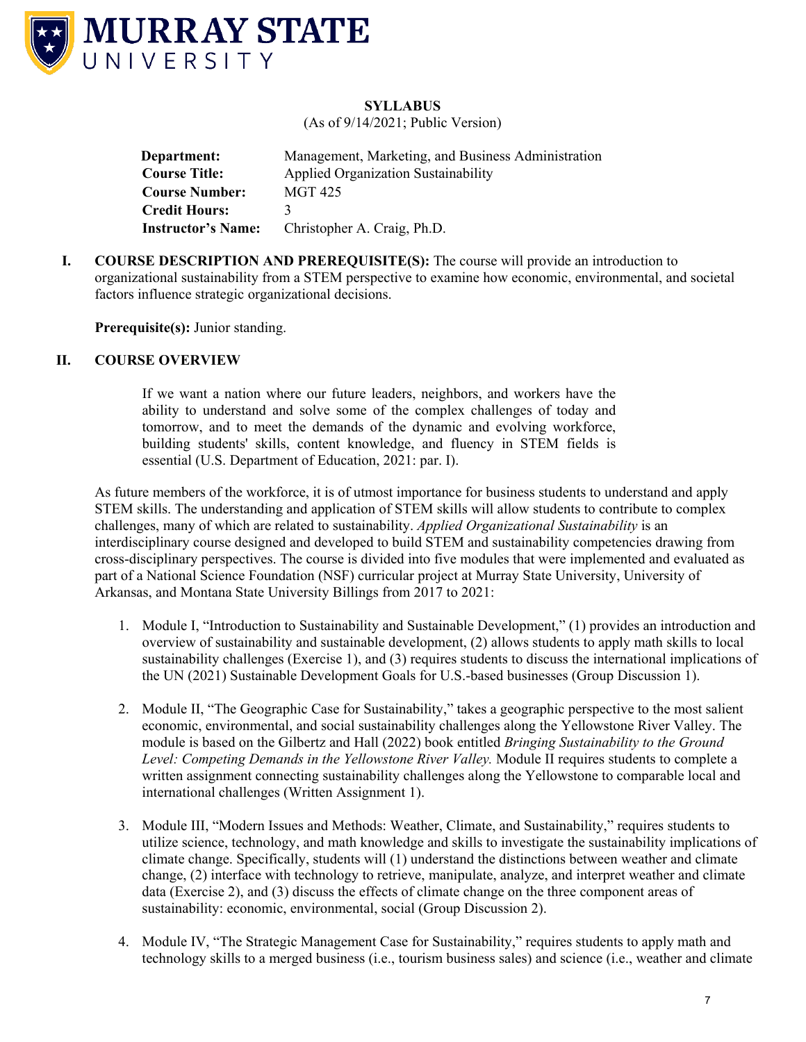**MURRAY STATE UNIVERSITY**

**SYLLABUS**

(As of 9/14/2021; Public Version)

| | |
|---|---|
| **Department:** | Management, Marketing, and Business Administration |
| **Course Title:** | Applied Organization Sustainability |
| **Course Number:** | MGT 425 |
| **Credit Hours:** | 3 |
| **Instructor's Name:** | Christopher A. Craig, Ph.D. |

## I. COURSE DESCRIPTION AND PREREQUISITE(S):

The course will provide an introduction to organizational sustainability from a STEM perspective to examine how economic, environmental, and societal factors influence strategic organizational decisions.

**Prerequisite(s):** Junior standing.

## II. COURSE OVERVIEW

> If we want a nation where our future leaders, neighbors, and workers have the ability to understand and solve some of the complex challenges of today and tomorrow, and to meet the demands of the dynamic and evolving workforce, building students' skills, content knowledge, and fluency in STEM fields is essential (U.S. Department of Education, 2021: par. I).

As future members of the workforce, it is of utmost importance for business students to understand and apply STEM skills. The understanding and application of STEM skills will allow students to contribute to complex challenges, many of which are related to sustainability. *Applied Organizational Sustainability* is an interdisciplinary course designed and developed to build STEM and sustainability competencies drawing from cross-disciplinary perspectives. The course is divided into five modules that were implemented and evaluated as part of a National Science Foundation (NSF) curricular project at Murray State University, University of Arkansas, and Montana State University Billings from 2017 to 2021:

1. Module I, "Introduction to Sustainability and Sustainable Development," (1) provides an introduction and overview of sustainability and sustainable development, (2) allows students to apply math skills to local sustainability challenges (Exercise 1), and (3) requires students to discuss the international implications of the UN (2021) Sustainable Development Goals for U.S.-based businesses (Group Discussion 1).
2. Module II, "The Geographic Case for Sustainability," takes a geographic perspective to the most salient economic, environmental, and social sustainability challenges along the Yellowstone River Valley. The module is based on the Gilbertz and Hall (2022) book entitled *Bringing Sustainability to the Ground Level: Competing Demands in the Yellowstone River Valley.* Module II requires students to complete a written assignment connecting sustainability challenges along the Yellowstone to comparable local and international challenges (Written Assignment 1).
3. Module III, "Modern Issues and Methods: Weather, Climate, and Sustainability," requires students to utilize science, technology, and math knowledge and skills to investigate the sustainability implications of climate change. Specifically, students will (1) understand the distinctions between weather and climate change, (2) interface with technology to retrieve, manipulate, analyze, and interpret weather and climate data (Exercise 2), and (3) discuss the effects of climate change on the three component areas of sustainability: economic, environmental, social (Group Discussion 2).
4. Module IV, "The Strategic Management Case for Sustainability," requires students to apply math and technology skills to a merged business (i.e., tourism business sales) and science (i.e., weather and climate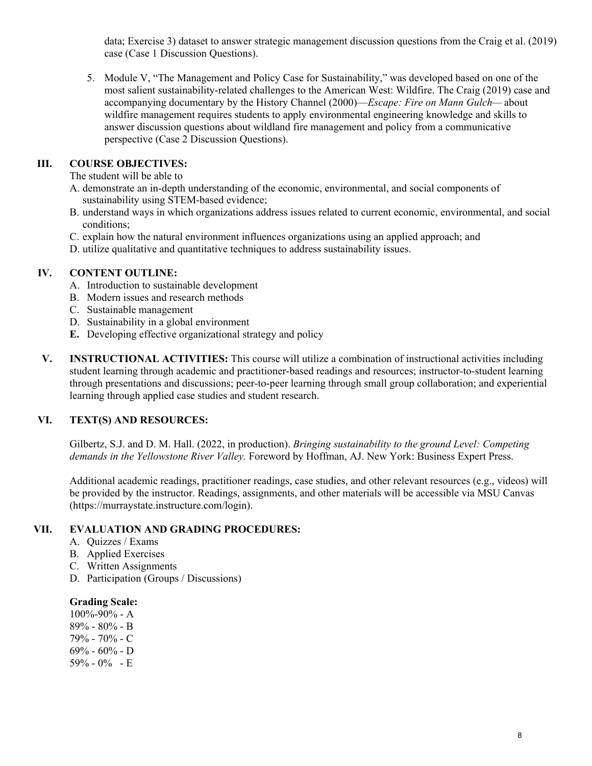data; Exercise 3) dataset to answer strategic management discussion questions from the Craig et al. (2019) case (Case 1 Discussion Questions).

5. Module V, "The Management and Policy Case for Sustainability," was developed based on one of the most salient sustainability-related challenges to the American West: Wildfire. The Craig (2019) case and accompanying documentary by the History Channel (2000)—*Escape: Fire on Mann Gulch*— about wildfire management requires students to apply environmental engineering knowledge and skills to answer discussion questions about wildland fire management and policy from a communicative perspective (Case 2 Discussion Questions).

## III. COURSE OBJECTIVES:

The student will be able to

A. demonstrate an in-depth understanding of the economic, environmental, and social components of sustainability using STEM-based evidence;
B. understand ways in which organizations address issues related to current economic, environmental, and social conditions;
C. explain how the natural environment influences organizations using an applied approach; and
D. utilize qualitative and quantitative techniques to address sustainability issues.

## IV. CONTENT OUTLINE:

A. Introduction to sustainable development
B. Modern issues and research methods
C. Sustainable management
D. Sustainability in a global environment
**E.** Developing effective organizational strategy and policy

## V. INSTRUCTIONAL ACTIVITIES:

This course will utilize a combination of instructional activities including student learning through academic and practitioner-based readings and resources; instructor-to-student learning through presentations and discussions; peer-to-peer learning through small group collaboration; and experiential learning through applied case studies and student research.

## VI. TEXT(S) AND RESOURCES:

Gilbertz, S.J. and D. M. Hall. (2022, in production). *Bringing sustainability to the ground Level: Competing demands in the Yellowstone River Valley.* Foreword by Hoffman, AJ. New York: Business Expert Press.

Additional academic readings, practitioner readings, case studies, and other relevant resources (e.g., videos) will be provided by the instructor. Readings, assignments, and other materials will be accessible via MSU Canvas (https://murraystate.instructure.com/login).

## VII. EVALUATION AND GRADING PROCEDURES:

A. Quizzes / Exams
B. Applied Exercises
C. Written Assignments
D. Participation (Groups / Discussions)

**Grading Scale:**

100%-90% - A
89% - 80% - B
79% - 70% - C
69% - 60% - D
59% - 0% - E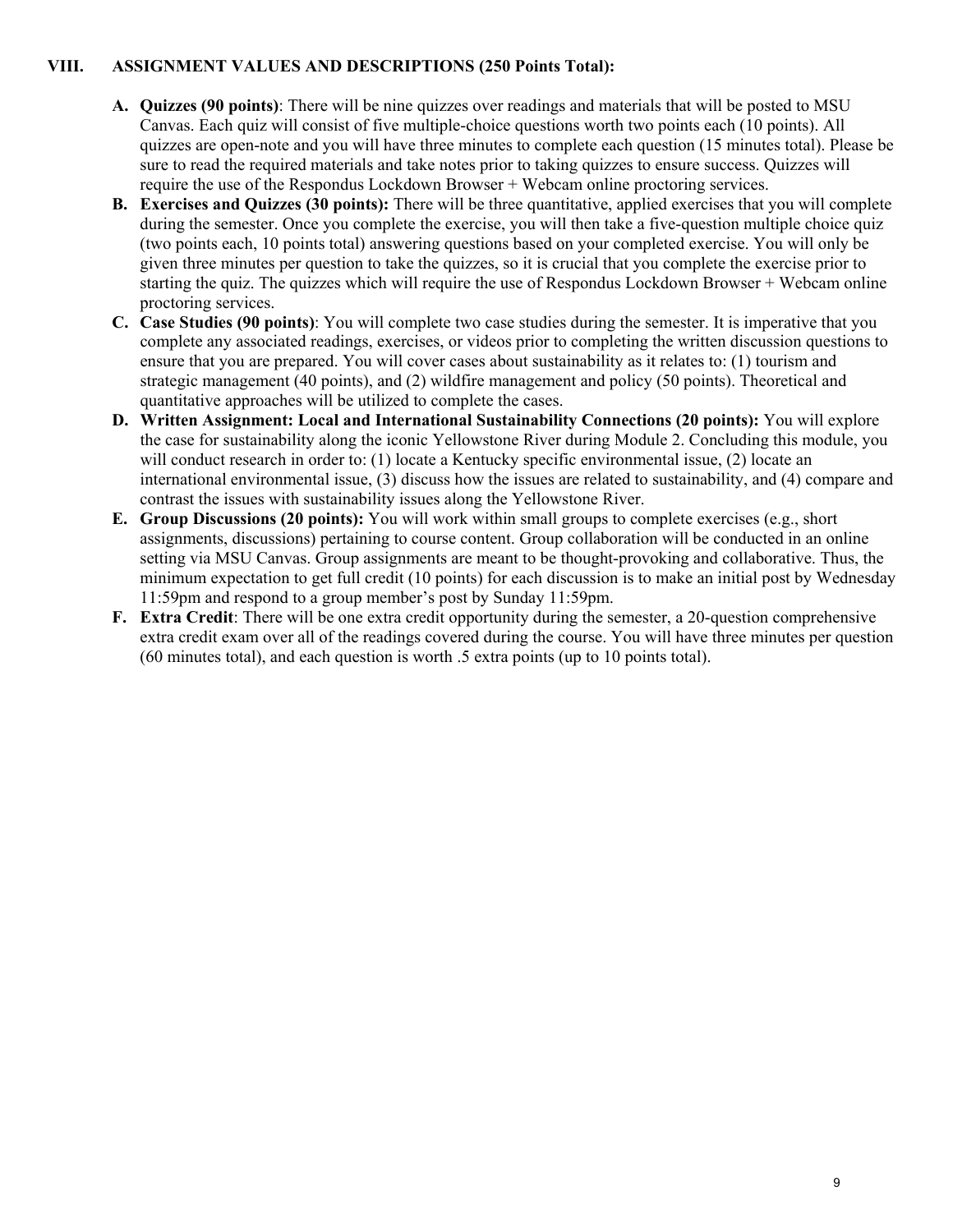## VIII. ASSIGNMENT VALUES AND DESCRIPTIONS (250 Points Total):

A. **Quizzes (90 points)**: There will be nine quizzes over readings and materials that will be posted to MSU Canvas. Each quiz will consist of five multiple-choice questions worth two points each (10 points). All quizzes are open-note and you will have three minutes to complete each question (15 minutes total). Please be sure to read the required materials and take notes prior to taking quizzes to ensure success. Quizzes will require the use of the Respondus Lockdown Browser + Webcam online proctoring services.

B. **Exercises and Quizzes (30 points):** There will be three quantitative, applied exercises that you will complete during the semester. Once you complete the exercise, you will then take a five-question multiple choice quiz (two points each, 10 points total) answering questions based on your completed exercise. You will only be given three minutes per question to take the quizzes, so it is crucial that you complete the exercise prior to starting the quiz. The quizzes which will require the use of Respondus Lockdown Browser + Webcam online proctoring services.

C. **Case Studies (90 points)**: You will complete two case studies during the semester. It is imperative that you complete any associated readings, exercises, or videos prior to completing the written discussion questions to ensure that you are prepared. You will cover cases about sustainability as it relates to: (1) tourism and strategic management (40 points), and (2) wildfire management and policy (50 points). Theoretical and quantitative approaches will be utilized to complete the cases.

D. **Written Assignment: Local and International Sustainability Connections (20 points):** You will explore the case for sustainability along the iconic Yellowstone River during Module 2. Concluding this module, you will conduct research in order to: (1) locate a Kentucky specific environmental issue, (2) locate an international environmental issue, (3) discuss how the issues are related to sustainability, and (4) compare and contrast the issues with sustainability issues along the Yellowstone River.

E. **Group Discussions (20 points):** You will work within small groups to complete exercises (e.g., short assignments, discussions) pertaining to course content. Group collaboration will be conducted in an online setting via MSU Canvas. Group assignments are meant to be thought-provoking and collaborative. Thus, the minimum expectation to get full credit (10 points) for each discussion is to make an initial post by Wednesday 11:59pm and respond to a group member's post by Sunday 11:59pm.

F. **Extra Credit**: There will be one extra credit opportunity during the semester, a 20-question comprehensive extra credit exam over all of the readings covered during the course. You will have three minutes per question (60 minutes total), and each question is worth .5 extra points (up to 10 points total).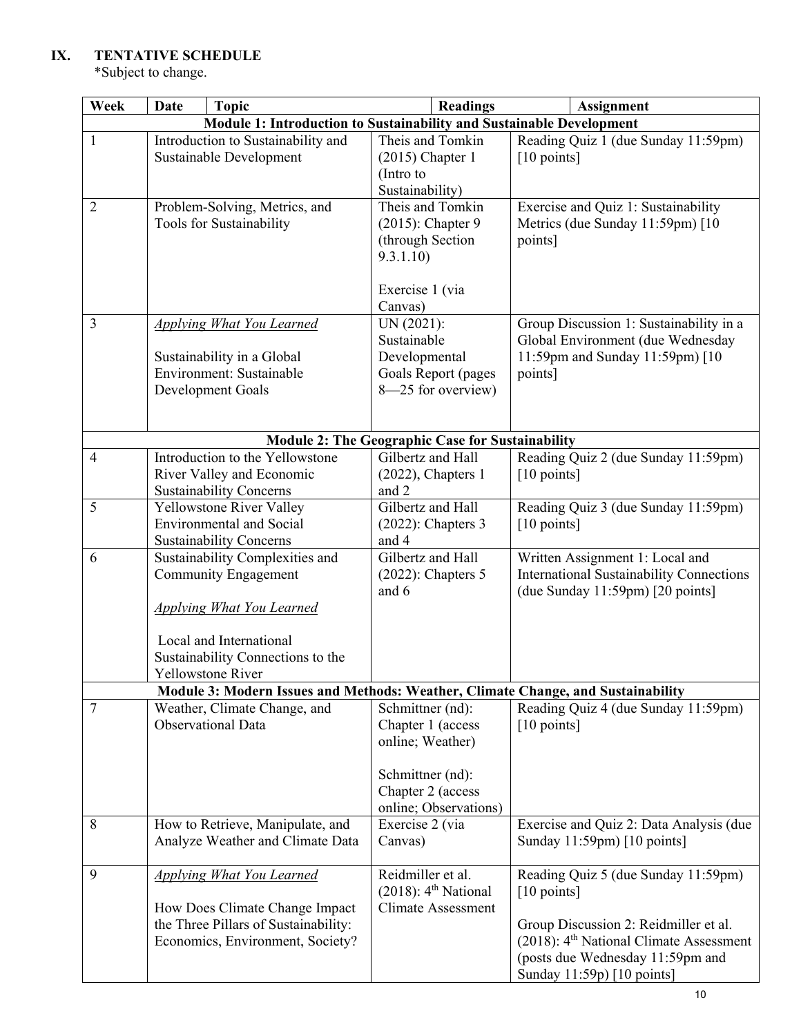## IX. TENTATIVE SCHEDULE

*Subject to change.

| Week | Date | Topic | Readings | Assignment |
|---|---|---|---|---|
| **Module 1: Introduction to Sustainability and Sustainable Development** | | | | |
| 1 | | Introduction to Sustainability and Sustainable Development | Theis and Tomkin (2015) Chapter 1 (Intro to Sustainability) | Reading Quiz 1 (due Sunday 11:59pm) [10 points] |
| 2 | | Problem-Solving, Metrics, and Tools for Sustainability | Theis and Tomkin (2015): Chapter 9 (through Section 9.3.1.10)<br><br>Exercise 1 (via Canvas) | Exercise and Quiz 1: Sustainability Metrics (due Sunday 11:59pm) [10 points] |
| 3 | | *Applying What You Learned*<br><br>Sustainability in a Global Environment: Sustainable Development Goals | UN (2021): Sustainable Developmental Goals Report (pages 8—25 for overview) | Group Discussion 1: Sustainability in a Global Environment (due Wednesday 11:59pm and Sunday 11:59pm) [10 points] |
| **Module 2: The Geographic Case for Sustainability** | | | | |
| 4 | | Introduction to the Yellowstone River Valley and Economic Sustainability Concerns | Gilbertz and Hall (2022), Chapters 1 and 2 | Reading Quiz 2 (due Sunday 11:59pm) [10 points] |
| 5 | | Yellowstone River Valley Environmental and Social Sustainability Concerns | Gilbertz and Hall (2022): Chapters 3 and 4 | Reading Quiz 3 (due Sunday 11:59pm) [10 points] |
| 6 | | Sustainability Complexities and Community Engagement<br><br>*Applying What You Learned*<br><br>Local and International Sustainability Connections to the Yellowstone River | Gilbertz and Hall (2022): Chapters 5 and 6 | Written Assignment 1: Local and International Sustainability Connections (due Sunday 11:59pm) [20 points] |
| **Module 3: Modern Issues and Methods: Weather, Climate Change, and Sustainability** | | | | |
| 7 | | Weather, Climate Change, and Observational Data | Schmittner (nd): Chapter 1 (access online; Weather)<br><br>Schmittner (nd): Chapter 2 (access online; Observations) | Reading Quiz 4 (due Sunday 11:59pm) [10 points] |
| 8 | | How to Retrieve, Manipulate, and Analyze Weather and Climate Data | Exercise 2 (via Canvas) | Exercise and Quiz 2: Data Analysis (due Sunday 11:59pm) [10 points] |
| 9 | | *Applying What You Learned*<br><br>How Does Climate Change Impact the Three Pillars of Sustainability: Economics, Environment, Society? | Reidmiller et al. (2018): 4th National Climate Assessment | Reading Quiz 5 (due Sunday 11:59pm) [10 points]<br><br>Group Discussion 2: Reidmiller et al. (2018): 4th National Climate Assessment (posts due Wednesday 11:59pm and Sunday 11:59p) [10 points] |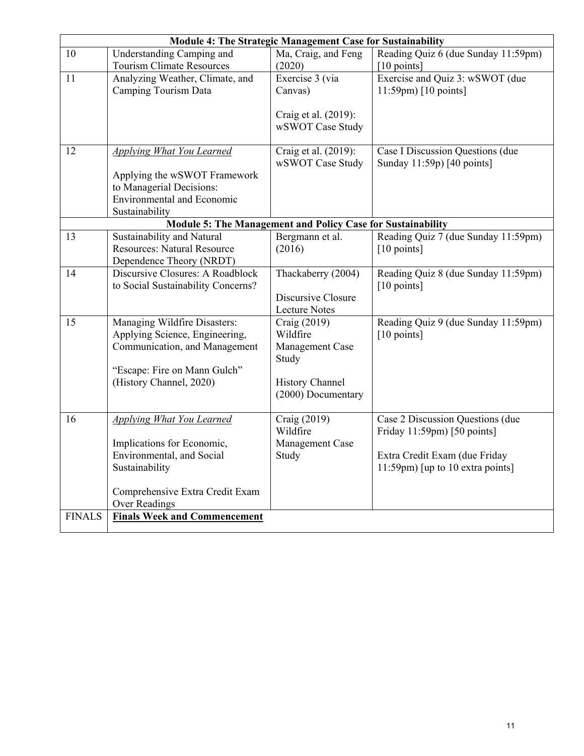| | | | |
|---|---|---|---|
| **Module 4: The Strategic Management Case for Sustainability** | | | |
| 10 | Understanding Camping and Tourism Climate Resources | Ma, Craig, and Feng (2020) | Reading Quiz 6 (due Sunday 11:59pm) [10 points] |
| 11 | Analyzing Weather, Climate, and Camping Tourism Data | Exercise 3 (via Canvas)<br><br>Craig et al. (2019): wSWOT Case Study | Exercise and Quiz 3: wSWOT (due 11:59pm) [10 points] |
| 12 | *Applying What You Learned*<br><br>Applying the wSWOT Framework to Managerial Decisions: Environmental and Economic Sustainability | Craig et al. (2019): wSWOT Case Study | Case I Discussion Questions (due Sunday 11:59p) [40 points] |
| **Module 5: The Management and Policy Case for Sustainability** | | | |
| 13 | Sustainability and Natural Resources: Natural Resource Dependence Theory (NRDT) | Bergmann et al. (2016) | Reading Quiz 7 (due Sunday 11:59pm) [10 points] |
| 14 | Discursive Closures: A Roadblock to Social Sustainability Concerns? | Thackaberry (2004)<br><br>Discursive Closure Lecture Notes | Reading Quiz 8 (due Sunday 11:59pm) [10 points] |
| 15 | Managing Wildfire Disasters: Applying Science, Engineering, Communication, and Management<br><br>"Escape: Fire on Mann Gulch" (History Channel, 2020) | Craig (2019) Wildfire Management Case Study<br><br>History Channel (2000) Documentary | Reading Quiz 9 (due Sunday 11:59pm) [10 points] |
| 16 | *Applying What You Learned*<br><br>Implications for Economic, Environmental, and Social Sustainability<br><br>Comprehensive Extra Credit Exam Over Readings | Craig (2019) Wildfire Management Case Study | Case 2 Discussion Questions (due Friday 11:59pm) [50 points]<br><br>Extra Credit Exam (due Friday 11:59pm) [up to 10 extra points] |
| FINALS | **Finals Week and Commencement** | | |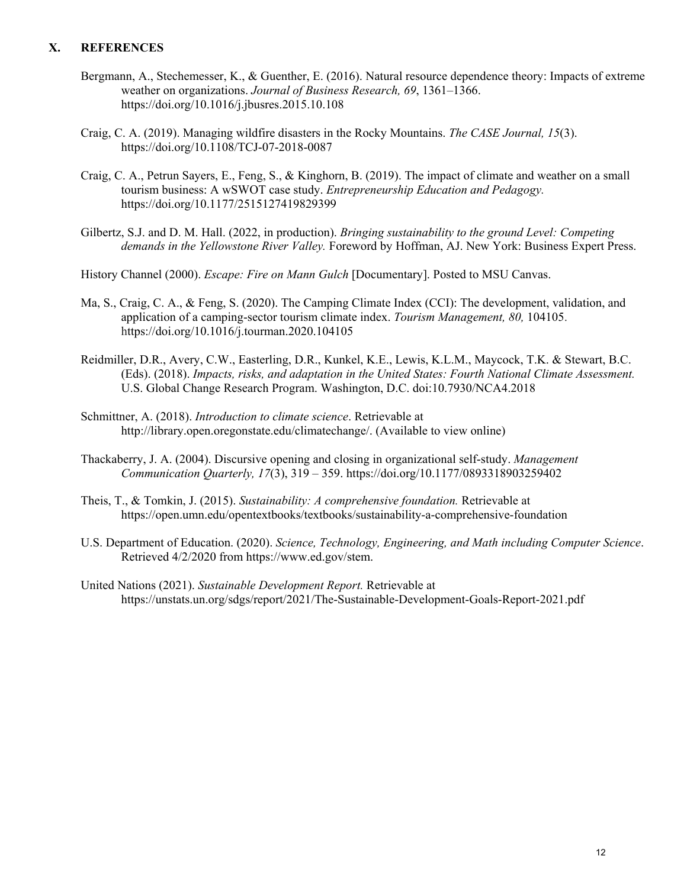## X. REFERENCES

Bergmann, A., Stechemesser, K., & Guenther, E. (2016). Natural resource dependence theory: Impacts of extreme weather on organizations. *Journal of Business Research, 69*, 1361–1366. https://doi.org/10.1016/j.jbusres.2015.10.108

Craig, C. A. (2019). Managing wildfire disasters in the Rocky Mountains. *The CASE Journal, 15*(3). https://doi.org/10.1108/TCJ-07-2018-0087

Craig, C. A., Petrun Sayers, E., Feng, S., & Kinghorn, B. (2019). The impact of climate and weather on a small tourism business: A wSWOT case study. *Entrepreneurship Education and Pedagogy.* https://doi.org/10.1177/2515127419829399

Gilbertz, S.J. and D. M. Hall. (2022, in production). *Bringing sustainability to the ground Level: Competing demands in the Yellowstone River Valley.* Foreword by Hoffman, AJ. New York: Business Expert Press.

History Channel (2000). *Escape: Fire on Mann Gulch* [Documentary]. Posted to MSU Canvas.

Ma, S., Craig, C. A., & Feng, S. (2020). The Camping Climate Index (CCI): The development, validation, and application of a camping-sector tourism climate index. *Tourism Management, 80,* 104105. https://doi.org/10.1016/j.tourman.2020.104105

Reidmiller, D.R., Avery, C.W., Easterling, D.R., Kunkel, K.E., Lewis, K.L.M., Maycock, T.K. & Stewart, B.C. (Eds). (2018). *Impacts, risks, and adaptation in the United States: Fourth National Climate Assessment.* U.S. Global Change Research Program. Washington, D.C. doi:10.7930/NCA4.2018

Schmittner, A. (2018). *Introduction to climate science*. Retrievable at http://library.open.oregonstate.edu/climatechange/. (Available to view online)

Thackaberry, J. A. (2004). Discursive opening and closing in organizational self-study. *Management Communication Quarterly, 17*(3), 319 – 359. https://doi.org/10.1177/0893318903259402

Theis, T., & Tomkin, J. (2015). *Sustainability: A comprehensive foundation.* Retrievable at https://open.umn.edu/opentextbooks/textbooks/sustainability-a-comprehensive-foundation

U.S. Department of Education. (2020). *Science, Technology, Engineering, and Math including Computer Science*. Retrieved 4/2/2020 from https://www.ed.gov/stem.

United Nations (2021). *Sustainable Development Report.* Retrievable at https://unstats.un.org/sdgs/report/2021/The-Sustainable-Development-Goals-Report-2021.pdf